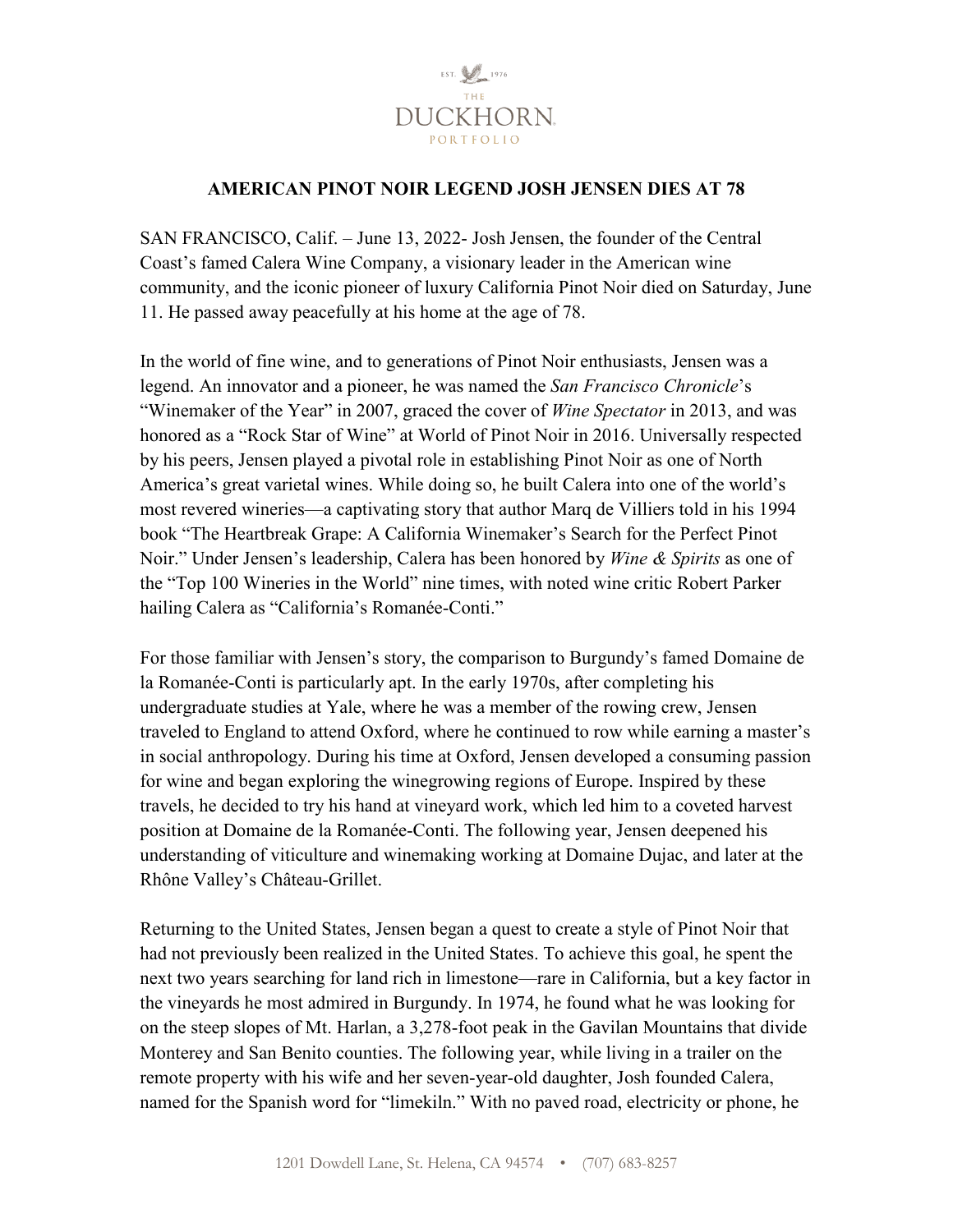# AMERICAN PINOT NOIR LEGEND JOSH JENSEN DIES AT 78

SAN FRANCISCO, Calif. – June 13, 2022- Josh Jensen, the founder of the Central Coast's famed Calera Wine Company, a visionary leader in the American wine community, and the iconic pioneer of luxury California Pinot Noir died on Saturday, June 11. He passed away peacefully at his home at the age of 78.

In the world of fine wine, and to generations of Pinot Noir enthusiasts, Jensen was a legend. An innovator and a pioneer, he was named the *San Francisco Chronicle*'s "Winemaker of the Year" in 2007, graced the cover of *Wine Spectator* in 2013, and was honored as a "Rock Star of Wine" at World of Pinot Noir in 2016. Universally respected by his peers, Jensen played a pivotal role in establishing Pinot Noir as one of North America's great varietal wines. While doing so, he built Calera into one of the world's most revered wineries—a captivating story that author Marq de Villiers told in his 1994 book "The Heartbreak Grape: A California Winemaker's Search for the Perfect Pinot Noir." Under Jensen's leadership, Calera has been honored by *Wine & Spirits* as one of the "Top 100 Wineries in the World" nine times, with noted wine critic Robert Parker hailing Calera as "California's Romanée-Conti."

For those familiar with Jensen's story, the comparison to Burgundy's famed Domaine de la Romanée-Conti is particularly apt. In the early 1970s, after completing his undergraduate studies at Yale, where he was a member of the rowing crew, Jensen traveled to England to attend Oxford, where he continued to row while earning a master's in social anthropology. During his time at Oxford, Jensen developed a consuming passion for wine and began exploring the winegrowing regions of Europe. Inspired by these travels, he decided to try his hand at vineyard work, which led him to a coveted harvest position at Domaine de la Romanée-Conti. The following year, Jensen deepened his understanding of viticulture and winemaking working at Domaine Dujac, and later at the Rhône Valley's Château-Grillet.

Returning to the United States, Jensen began a quest to create a style of Pinot Noir that had not previously been realized in the United States. To achieve this goal, he spent the next two years searching for land rich in limestone—rare in California, but a key factor in the vineyards he most admired in Burgundy. In 1974, he found what he was looking for on the steep slopes of Mt. Harlan, a 3,278-foot peak in the Gavilan Mountains that divide Monterey and San Benito counties. The following year, while living in a trailer on the remote property with his wife and her seven-year-old daughter, Josh founded Calera, named for the Spanish word for "limekiln." With no paved road, electricity or phone, he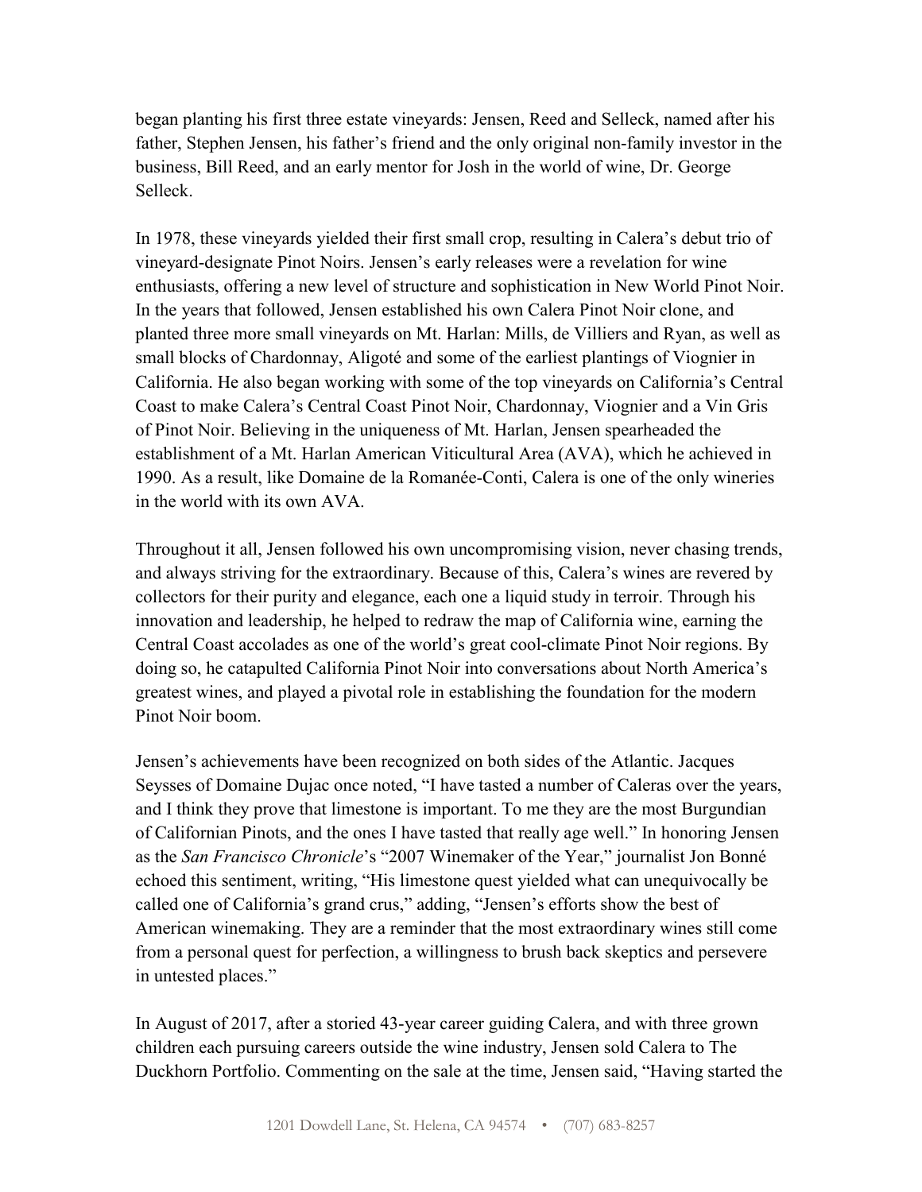began planting his first three estate vineyards: Jensen, Reed and Selleck, named after his father, Stephen Jensen, his father's friend and the only original non-family investor in the business, Bill Reed, and an early mentor for Josh in the world of wine, Dr. George Selleck.

In 1978, these vineyards yielded their first small crop, resulting in Calera's debut trio of vineyard-designate Pinot Noirs. Jensen's early releases were a revelation for wine enthusiasts, offering a new level of structure and sophistication in New World Pinot Noir. In the years that followed, Jensen established his own Calera Pinot Noir clone, and planted three more small vineyards on Mt. Harlan: Mills, de Villiers and Ryan, as well as small blocks of Chardonnay, Aligoté and some of the earliest plantings of Viognier in California. He also began working with some of the top vineyards on California's Central Coast to make Calera's Central Coast Pinot Noir, Chardonnay, Viognier and a Vin Gris of Pinot Noir. Believing in the uniqueness of Mt. Harlan, Jensen spearheaded the establishment of a Mt. Harlan American Viticultural Area (AVA), which he achieved in 1990. As a result, like Domaine de la Romanée-Conti, Calera is one of the only wineries in the world with its own AVA.

Throughout it all, Jensen followed his own uncompromising vision, never chasing trends, and always striving for the extraordinary. Because of this, Calera's wines are revered by collectors for their purity and elegance, each one a liquid study in terroir. Through his innovation and leadership, he helped to redraw the map of California wine, earning the Central Coast accolades as one of the world's great cool-climate Pinot Noir regions. By doing so, he catapulted California Pinot Noir into conversations about North America's greatest wines, and played a pivotal role in establishing the foundation for the modern Pinot Noir boom.

Jensen's achievements have been recognized on both sides of the Atlantic. Jacques Seysses of Domaine Dujac once noted, "I have tasted a number of Caleras over the years, and I think they prove that limestone is important. To me they are the most Burgundian of Californian Pinots, and the ones I have tasted that really age well." In honoring Jensen as the *San Francisco Chronicle*'s "2007 Winemaker of the Year," journalist Jon Bonné echoed this sentiment, writing, "His limestone quest yielded what can unequivocally be called one of California's grand crus," adding, "Jensen's efforts show the best of American winemaking. They are a reminder that the most extraordinary wines still come from a personal quest for perfection, a willingness to brush back skeptics and persevere in untested places."

In August of 2017, after a storied 43-year career guiding Calera, and with three grown children each pursuing careers outside the wine industry, Jensen sold Calera to The Duckhorn Portfolio. Commenting on the sale at the time, Jensen said, "Having started the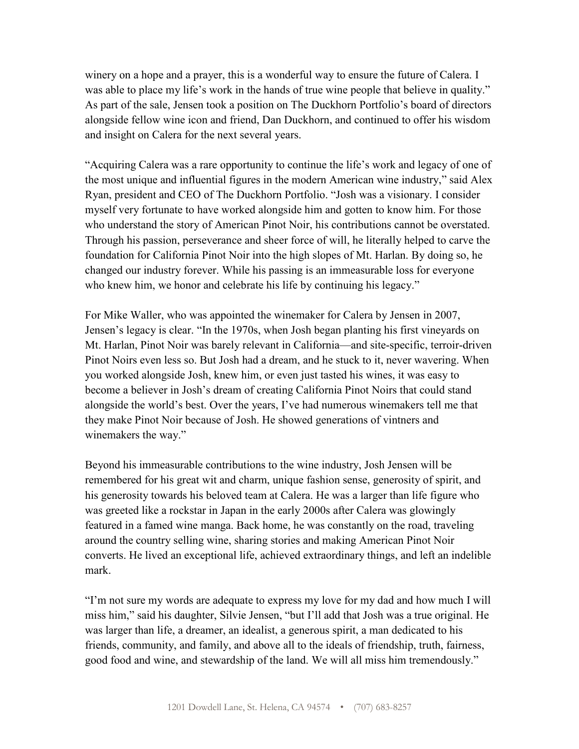winery on a hope and a prayer, this is a wonderful way to ensure the future of Calera. I was able to place my life's work in the hands of true wine people that believe in quality." As part of the sale, Jensen took a position on The Duckhorn Portfolio's board of directors alongside fellow wine icon and friend, Dan Duckhorn, and continued to offer his wisdom and insight on Calera for the next several years.

"Acquiring Calera was a rare opportunity to continue the life's work and legacy of one of the most unique and influential figures in the modern American wine industry," said Alex Ryan, president and CEO of The Duckhorn Portfolio. "Josh was a visionary. I consider myself very fortunate to have worked alongside him and gotten to know him. For those who understand the story of American Pinot Noir, his contributions cannot be overstated. Through his passion, perseverance and sheer force of will, he literally helped to carve the foundation for California Pinot Noir into the high slopes of Mt. Harlan. By doing so, he changed our industry forever. While his passing is an immeasurable loss for everyone who knew him, we honor and celebrate his life by continuing his legacy."

For Mike Waller, who was appointed the winemaker for Calera by Jensen in 2007, Jensen's legacy is clear. "In the 1970s, when Josh began planting his first vineyards on Mt. Harlan, Pinot Noir was barely relevant in California—and site-specific, terroir-driven Pinot Noirs even less so. But Josh had a dream, and he stuck to it, never wavering. When you worked alongside Josh, knew him, or even just tasted his wines, it was easy to become a believer in Josh's dream of creating California Pinot Noirs that could stand alongside the world's best. Over the years, I've had numerous winemakers tell me that they make Pinot Noir because of Josh. He showed generations of vintners and winemakers the way."

Beyond his immeasurable contributions to the wine industry, Josh Jensen will be remembered for his great wit and charm, unique fashion sense, generosity of spirit, and his generosity towards his beloved team at Calera. He was a larger than life figure who was greeted like a rockstar in Japan in the early 2000s after Calera was glowingly featured in a famed wine manga. Back home, he was constantly on the road, traveling around the country selling wine, sharing stories and making American Pinot Noir converts. He lived an exceptional life, achieved extraordinary things, and left an indelible mark.

"I'm not sure my words are adequate to express my love for my dad and how much I will miss him," said his daughter, Silvie Jensen, "but I'll add that Josh was a true original. He was larger than life, a dreamer, an idealist, a generous spirit, a man dedicated to his friends, community, and family, and above all to the ideals of friendship, truth, fairness, good food and wine, and stewardship of the land. We will all miss him tremendously."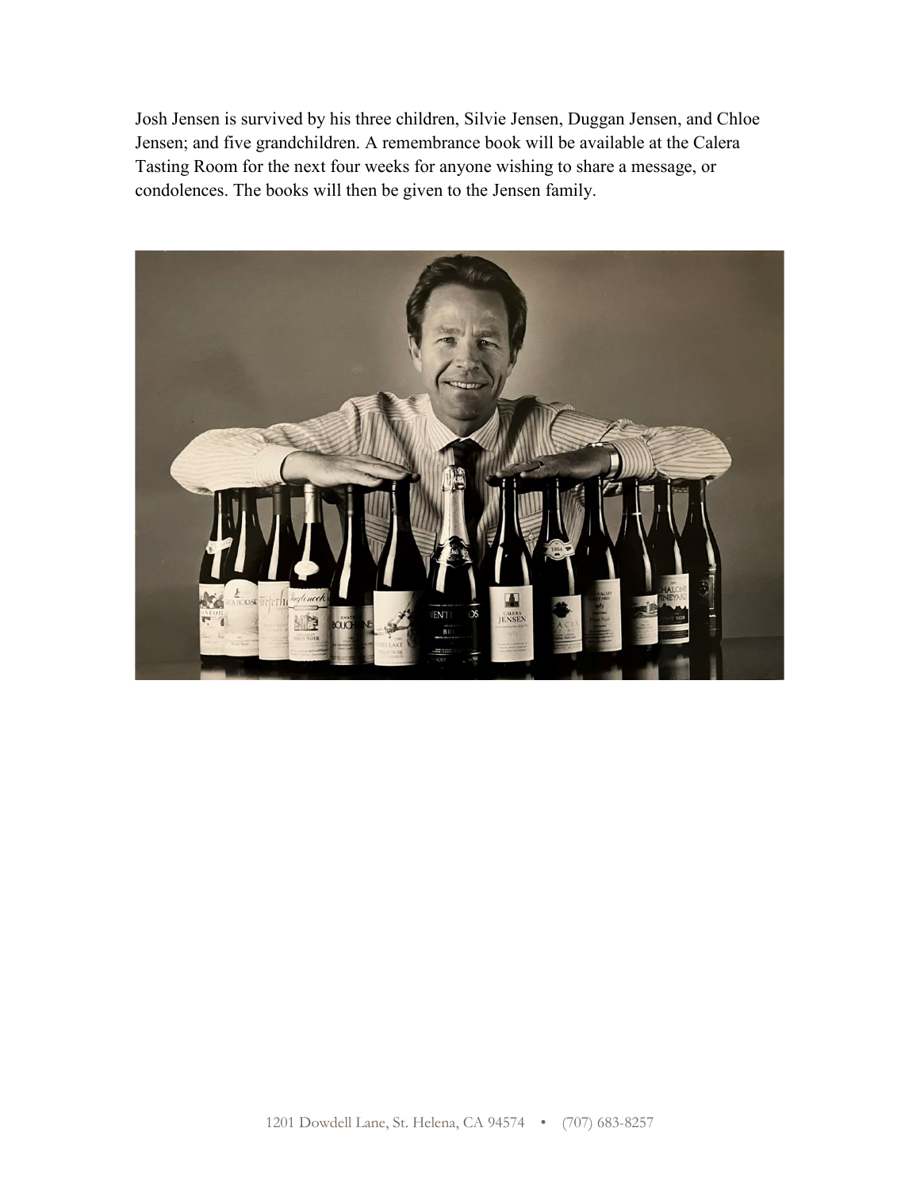Josh Jensen is survived by his three children, Silvie Jensen, Duggan Jensen, and Chloe Jensen; and five grandchildren. A remembrance book will be available at the Calera Tasting Room for the next four weeks for anyone wishing to share a message, or condolences. The books will then be given to the Jensen family.